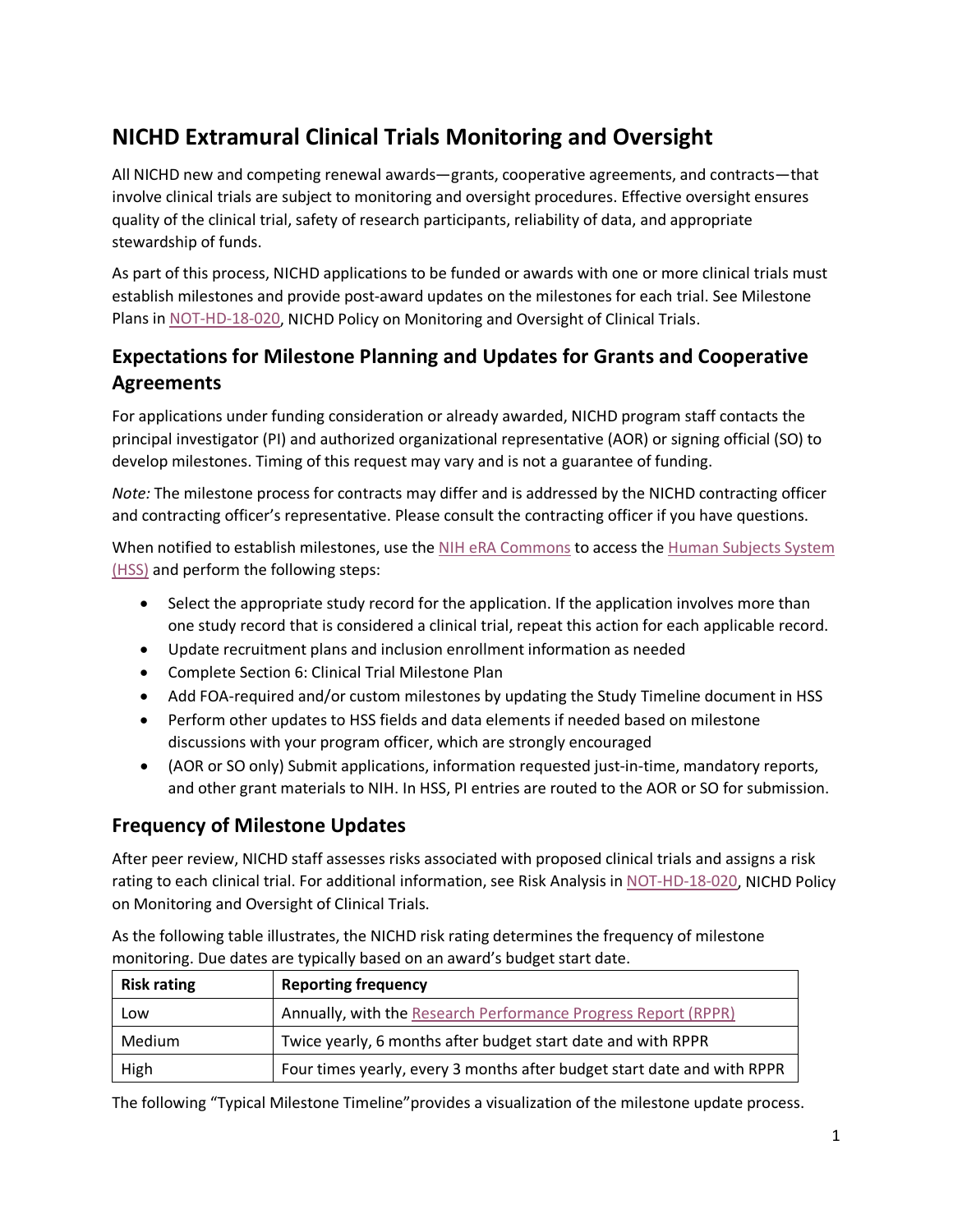# NICHD Extramural Clinical Trials Monitoring and Oversight

All NICHD new and competing renewal awards—grants, cooperative agreements, and contracts—that involve clinical trials are subject to monitoring and oversight procedures. Effective oversight ensures quality of the clinical trial, safety of research participants, reliability of data, and appropriate stewardship of funds.

As part of this process, NICHD applications to be funded or awards with one or more clinical trials must establish milestones and provide post-award updates on the milestones for each trial. See Milestone Plans in NOT-HD-18-020, NICHD Policy on Monitoring and Oversight of Clinical Trials.

## Expectations for Milestone Planning and Updates for Grants and Cooperative Agreements

For applications under funding consideration or already awarded, NICHD program staff contacts the principal investigator (PI) and authorized organizational representative (AOR) or signing official (SO) to develop milestones. Timing of this request may vary and is not a guarantee of funding.

*Note:* The milestone process for contracts may differ and is addressed by the NICHD contracting officer and contracting officer's representative. Please consult the contracting officer if you have questions.

When notified to establish milestones, use the NIH eRA Commons to access the Human Subjects System (HSS) and perform the following steps:

- Select the appropriate study record for the application. If the application involves more than one study record that is considered a clinical trial, repeat this action for each applicable record.
- Update recruitment plans and inclusion enrollment information as needed
- Complete Section 6: Clinical Trial Milestone Plan
- Add FOA-required and/or custom milestones by updating the Study Timeline document in HSS
- Perform other updates to HSS fields and data elements if needed based on milestone discussions with your program officer, which are strongly encouraged
- (AOR or SO only) Submit applications, information requested just-in-time, mandatory reports, and other grant materials to NIH. In HSS, PI entries are routed to the AOR or SO for submission.

## Frequency of Milestone Updates

After peer review, NICHD staff assesses risks associated with proposed clinical trials and assigns a risk rating to each clinical trial. For additional information, see Risk Analysis in NOT-HD-18-020, NICHD Policy on Monitoring and Oversight of Clinical Trials.

As the following table illustrates, the NICHD risk rating determines the frequency of milestone monitoring. Due dates are typically based on an award's budget start date.

| Risk rating | Reporting frequency |
|---|---|
| Low | Annually, with the Research Performance Progress Report (RPPR) |
| Medium | Twice yearly, 6 months after budget start date and with RPPR |
| High | Four times yearly, every 3 months after budget start date and with RPPR |

The following "Typical Milestone Timeline"provides a visualization of the milestone update process.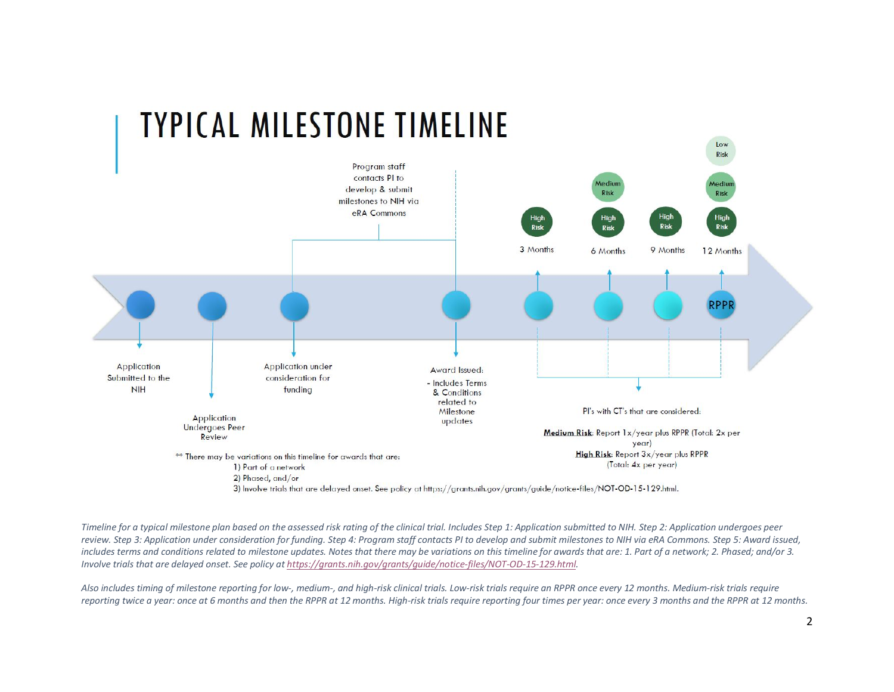# TYPICAL MILESTONE TIMELINE

Program staff contacts PI to develop & submit milestones to NIH via eRA Commons

High Risk — 3 Months

Medium Risk, High Risk — 6 Months

High Risk — 9 Months

Low Risk, Medium Risk, High Risk — 12 Months

RPPR

Application Submitted to the NIH

Application Undergoes Peer Review

Application under consideration for funding

Award Issued:
- Includes Terms & Conditions related to Milestone updates

PI's with CT's that are considered:

**Medium Risk**: Report 1x/year plus RPPR (Total: 2x per year)

**High Risk**: Report 3x/year plus RPPR (Total: 4x per year)

** There may be variations on this timeline for awards that are:
1) Part of a network
2) Phased, and/or
3) Involve trials that are delayed onset. See policy at https://grants.nih.gov/grants/guide/notice-files/NOT-OD-15-129.html.

*Timeline for a typical milestone plan based on the assessed risk rating of the clinical trial. Includes Step 1: Application submitted to NIH. Step 2: Application undergoes peer review. Step 3: Application under consideration for funding. Step 4: Program staff contacts PI to develop and submit milestones to NIH via eRA Commons. Step 5: Award issued, includes terms and conditions related to milestone updates. Notes that there may be variations on this timeline for awards that are: 1. Part of a network; 2. Phased; and/or 3. Involve trials that are delayed onset. See policy at https://grants.nih.gov/grants/guide/notice-files/NOT-OD-15-129.html.*

*Also includes timing of milestone reporting for low-, medium-, and high-risk clinical trials. Low-risk trials require an RPPR once every 12 months. Medium-risk trials require reporting twice a year: once at 6 months and then the RPPR at 12 months. High-risk trials require reporting four times per year: once every 3 months and the RPPR at 12 months.*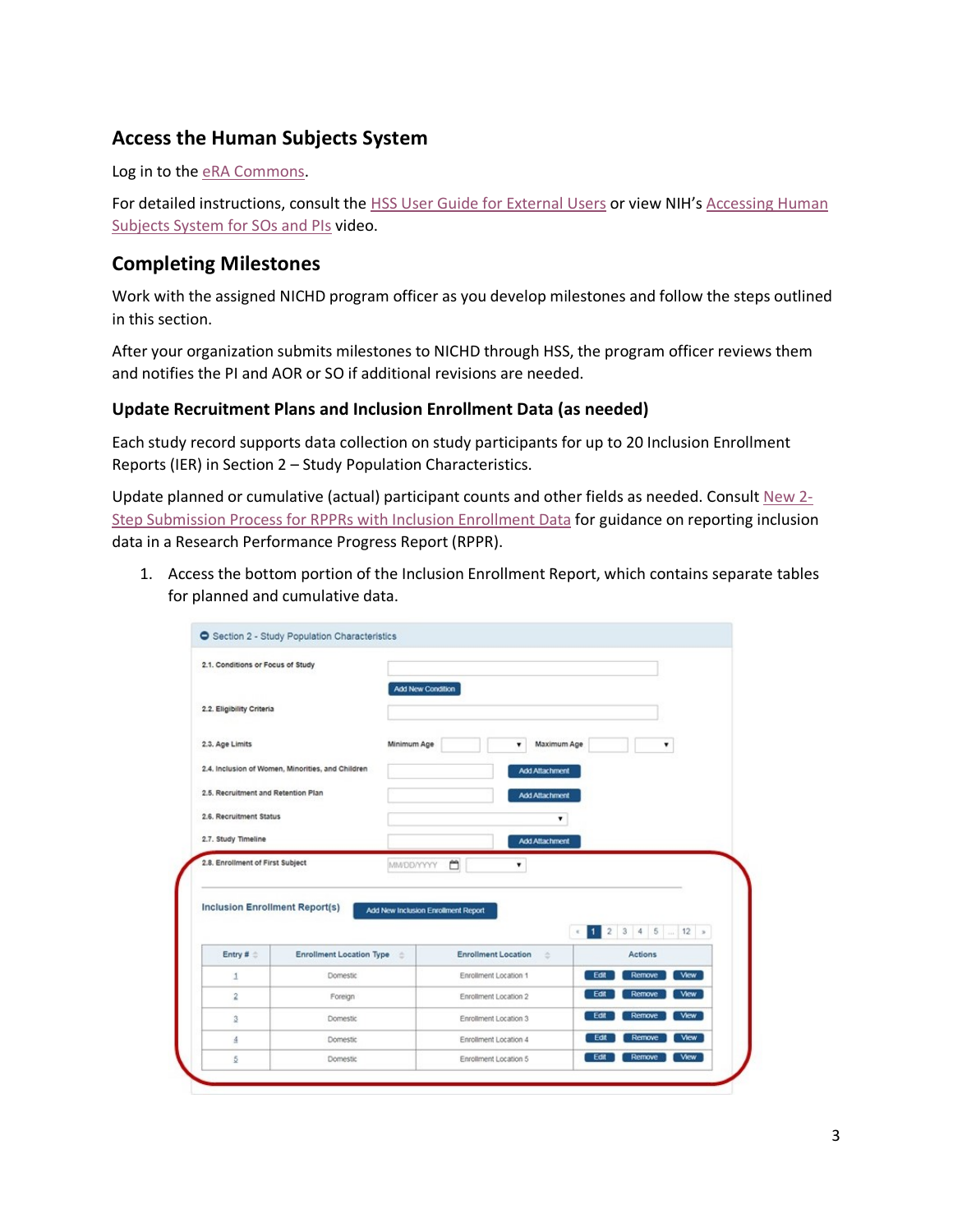## Access the Human Subjects System

Log in to the eRA Commons.

For detailed instructions, consult the HSS User Guide for External Users or view NIH's Accessing Human Subjects System for SOs and PIs video.

## Completing Milestones

Work with the assigned NICHD program officer as you develop milestones and follow the steps outlined in this section.

After your organization submits milestones to NICHD through HSS, the program officer reviews them and notifies the PI and AOR or SO if additional revisions are needed.

### Update Recruitment Plans and Inclusion Enrollment Data (as needed)

Each study record supports data collection on study participants for up to 20 Inclusion Enrollment Reports (IER) in Section 2 – Study Population Characteristics.

Update planned or cumulative (actual) participant counts and other fields as needed. Consult New 2-Step Submission Process for RPPRs with Inclusion Enrollment Data for guidance on reporting inclusion data in a Research Performance Progress Report (RPPR).

1. Access the bottom portion of the Inclusion Enrollment Report, which contains separate tables for planned and cumulative data.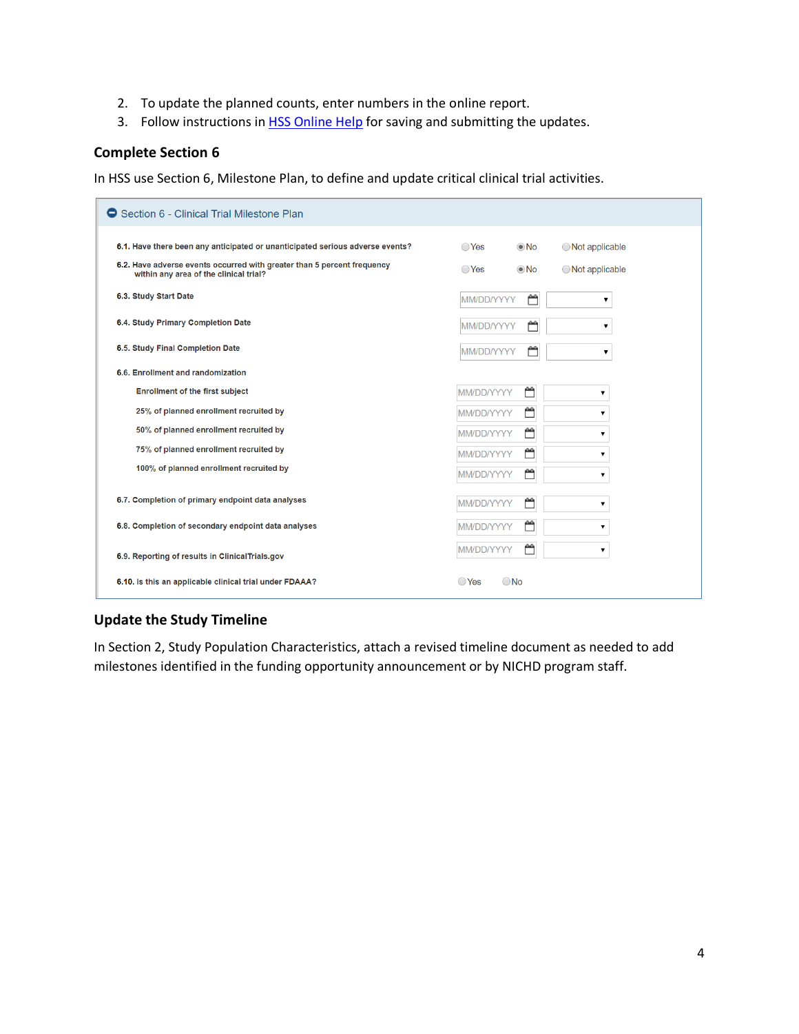2. To update the planned counts, enter numbers in the online report.
3. Follow instructions in HSS Online Help for saving and submitting the updates.

### Complete Section 6

In HSS use Section 6, Milestone Plan, to define and update critical clinical trial activities.

**Section 6 - Clinical Trial Milestone Plan**

| Item | Response | |
|---|---|---|
| 6.1. Have there been any anticipated or unanticipated serious adverse events? | ○ Yes ◉ No ○ Not applicable | |
| 6.2. Have adverse events occurred with greater than 5 percent frequency within any area of the clinical trial? | ○ Yes ◉ No ○ Not applicable | |
| 6.3. Study Start Date | MM/DD/YYYY | ▾ |
| 6.4. Study Primary Completion Date | MM/DD/YYYY | ▾ |
| 6.5. Study Final Completion Date | MM/DD/YYYY | ▾ |
| 6.6. Enrollment and randomization | | |
| Enrollment of the first subject | MM/DD/YYYY | ▾ |
| 25% of planned enrollment recruited by | MM/DD/YYYY | ▾ |
| 50% of planned enrollment recruited by | MM/DD/YYYY | ▾ |
| 75% of planned enrollment recruited by | MM/DD/YYYY | ▾ |
| 100% of planned enrollment recruited by | MM/DD/YYYY | ▾ |
| 6.7. Completion of primary endpoint data analyses | MM/DD/YYYY | ▾ |
| 6.8. Completion of secondary endpoint data analyses | MM/DD/YYYY | ▾ |
| 6.9. Reporting of results in ClinicalTrials.gov | MM/DD/YYYY | ▾ |
| 6.10. Is this an applicable clinical trial under FDAAA? | ○ Yes ○ No | |

### Update the Study Timeline

In Section 2, Study Population Characteristics, attach a revised timeline document as needed to add milestones identified in the funding opportunity announcement or by NICHD program staff.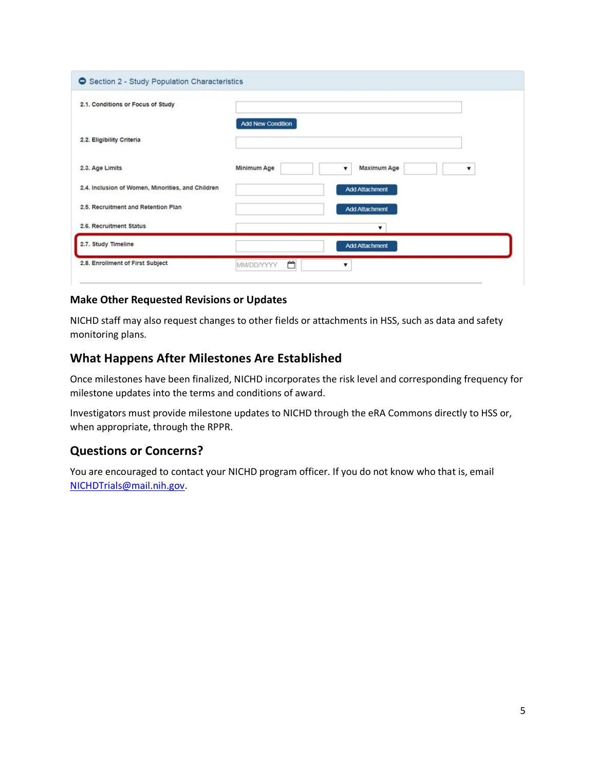Section 2 - Study Population Characteristics

2.1. Conditions or Focus of Study

Add New Condition

2.2. Eligibility Criteria

2.3. Age Limits — Minimum Age — Maximum Age

2.4. Inclusion of Women, Minorities, and Children — Add Attachment

2.5. Recruitment and Retention Plan — Add Attachment

2.6. Recruitment Status

2.7. Study Timeline — Add Attachment

2.8. Enrollment of First Subject — MM/DD/YYYY

### Make Other Requested Revisions or Updates

NICHD staff may also request changes to other fields or attachments in HSS, such as data and safety monitoring plans.

## What Happens After Milestones Are Established

Once milestones have been finalized, NICHD incorporates the risk level and corresponding frequency for milestone updates into the terms and conditions of award.

Investigators must provide milestone updates to NICHD through the eRA Commons directly to HSS or, when appropriate, through the RPPR.

## Questions or Concerns?

You are encouraged to contact your NICHD program officer. If you do not know who that is, email NICHDTrials@mail.nih.gov.